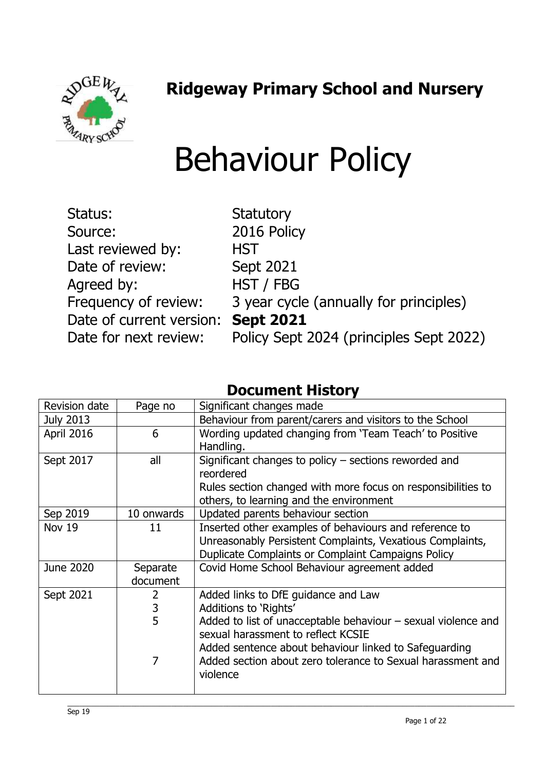# Ridgeway Primary School and Nursery

# Behaviour Policy

| | |
|---|---|
| Status: | Statutory |
| Source: | 2016 Policy |
| Last reviewed by: | HST |
| Date of review: | Sept 2021 |
| Agreed by: | HST / FBG |
| Frequency of review: | 3 year cycle (annually for principles) |
| Date of current version: | **Sept 2021** |
| Date for next review: | Policy Sept 2024 (principles Sept 2022) |

## Document History

| Revision date | Page no | Significant changes made |
|---|---|---|
| July 2013 | | Behaviour from parent/carers and visitors to the School |
| April 2016 | 6 | Wording updated changing from 'Team Teach' to Positive Handling. |
| Sept 2017 | all | Significant changes to policy – sections reworded and reordered<br>Rules section changed with more focus on responsibilities to others, to learning and the environment |
| Sep 2019 | 10 onwards | Updated parents behaviour section |
| Nov 19 | 11 | Inserted other examples of behaviours and reference to Unreasonably Persistent Complaints, Vexatious Complaints, Duplicate Complaints or Complaint Campaigns Policy |
| June 2020 | Separate document | Covid Home School Behaviour agreement added |
| Sept 2021 | 2<br>3<br>5<br><br><br>7 | Added links to DfE guidance and Law<br>Additions to 'Rights'<br>Added to list of unacceptable behaviour – sexual violence and sexual harassment to reflect KCSIE<br>Added sentence about behaviour linked to Safeguarding<br>Added section about zero tolerance to Sexual harassment and violence |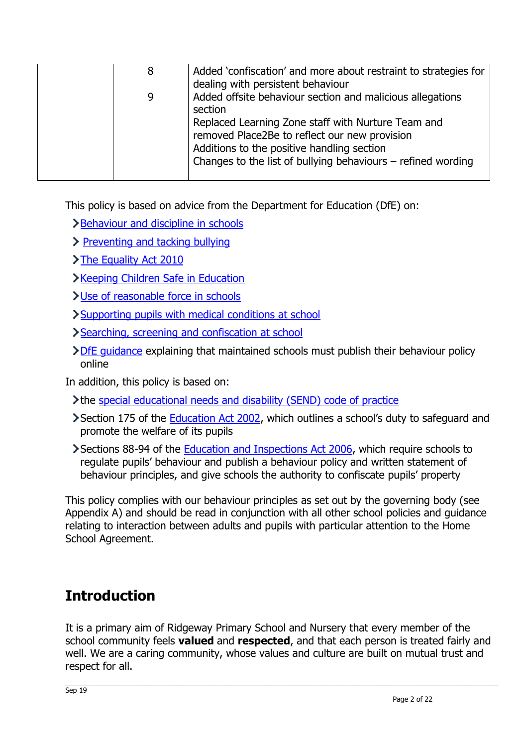|  | 8 | Added 'confiscation' and more about restraint to strategies for dealing with persistent behaviour |
|---|---|---|
|  | 9 | Added offsite behaviour section and malicious allegations section<br>Replaced Learning Zone staff with Nurture Team and removed Place2Be to reflect our new provision<br>Additions to the positive handling section<br>Changes to the list of bullying behaviours – refined wording |

This policy is based on advice from the Department for Education (DfE) on:

- Behaviour and discipline in schools
- Preventing and tacking bullying
- The Equality Act 2010
- Keeping Children Safe in Education
- Use of reasonable force in schools
- Supporting pupils with medical conditions at school
- Searching, screening and confiscation at school
- DfE guidance explaining that maintained schools must publish their behaviour policy online

In addition, this policy is based on:

- the special educational needs and disability (SEND) code of practice
- Section 175 of the Education Act 2002, which outlines a school's duty to safeguard and promote the welfare of its pupils
- Sections 88-94 of the Education and Inspections Act 2006, which require schools to regulate pupils' behaviour and publish a behaviour policy and written statement of behaviour principles, and give schools the authority to confiscate pupils' property

This policy complies with our behaviour principles as set out by the governing body (see Appendix A) and should be read in conjunction with all other school policies and guidance relating to interaction between adults and pupils with particular attention to the Home School Agreement.

## Introduction

It is a primary aim of Ridgeway Primary School and Nursery that every member of the school community feels **valued** and **respected**, and that each person is treated fairly and well. We are a caring community, whose values and culture are built on mutual trust and respect for all.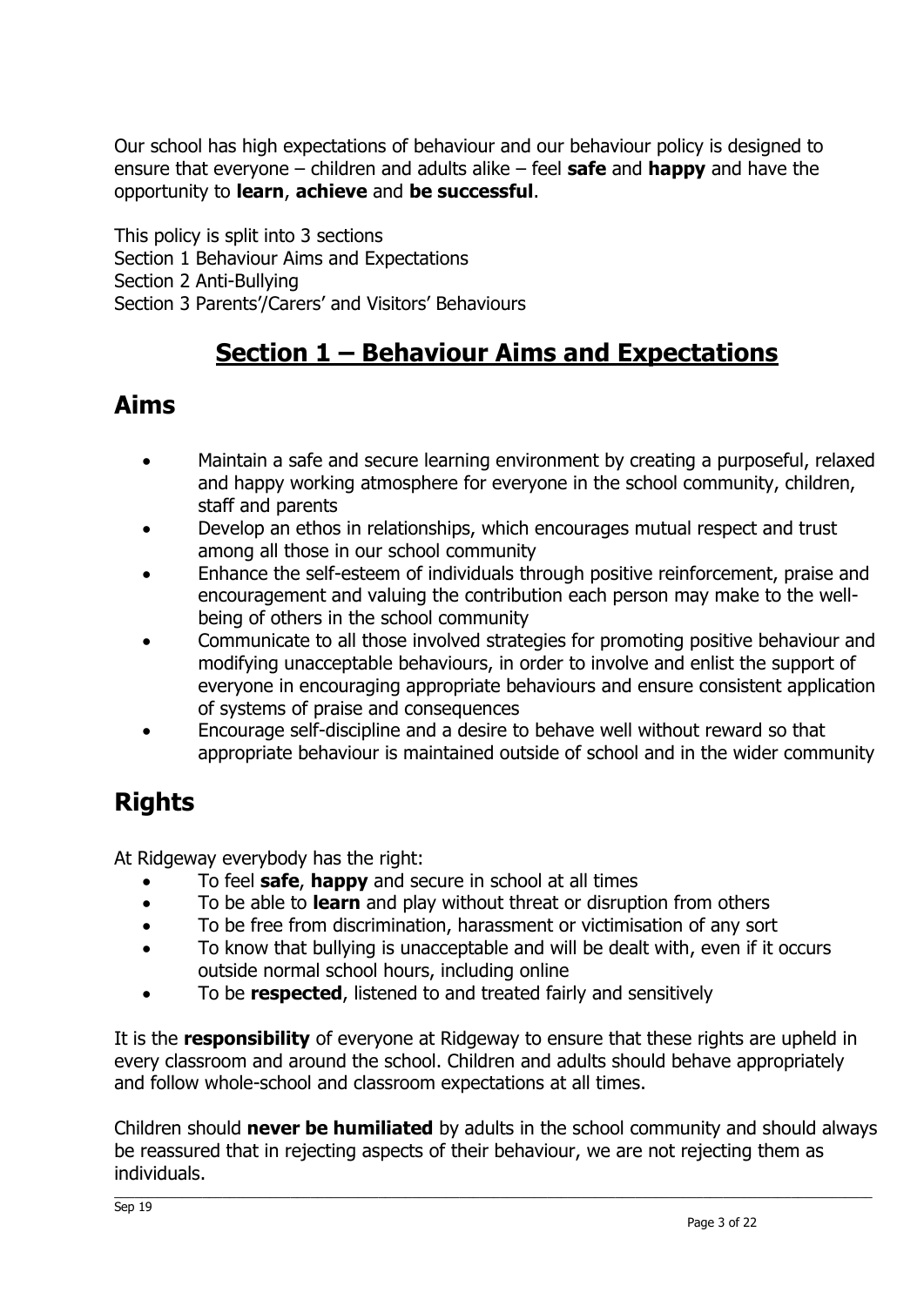Our school has high expectations of behaviour and our behaviour policy is designed to ensure that everyone – children and adults alike – feel **safe** and **happy** and have the opportunity to **learn**, **achieve** and **be successful**.

This policy is split into 3 sections
Section 1 Behaviour Aims and Expectations
Section 2 Anti-Bullying
Section 3 Parents'/Carers' and Visitors' Behaviours

# Section 1 – Behaviour Aims and Expectations

## Aims

- Maintain a safe and secure learning environment by creating a purposeful, relaxed and happy working atmosphere for everyone in the school community, children, staff and parents
- Develop an ethos in relationships, which encourages mutual respect and trust among all those in our school community
- Enhance the self-esteem of individuals through positive reinforcement, praise and encouragement and valuing the contribution each person may make to the well-being of others in the school community
- Communicate to all those involved strategies for promoting positive behaviour and modifying unacceptable behaviours, in order to involve and enlist the support of everyone in encouraging appropriate behaviours and ensure consistent application of systems of praise and consequences
- Encourage self-discipline and a desire to behave well without reward so that appropriate behaviour is maintained outside of school and in the wider community

## Rights

At Ridgeway everybody has the right:

- To feel **safe**, **happy** and secure in school at all times
- To be able to **learn** and play without threat or disruption from others
- To be free from discrimination, harassment or victimisation of any sort
- To know that bullying is unacceptable and will be dealt with, even if it occurs outside normal school hours, including online
- To be **respected**, listened to and treated fairly and sensitively

It is the **responsibility** of everyone at Ridgeway to ensure that these rights are upheld in every classroom and around the school. Children and adults should behave appropriately and follow whole-school and classroom expectations at all times.

Children should **never be humiliated** by adults in the school community and should always be reassured that in rejecting aspects of their behaviour, we are not rejecting them as individuals.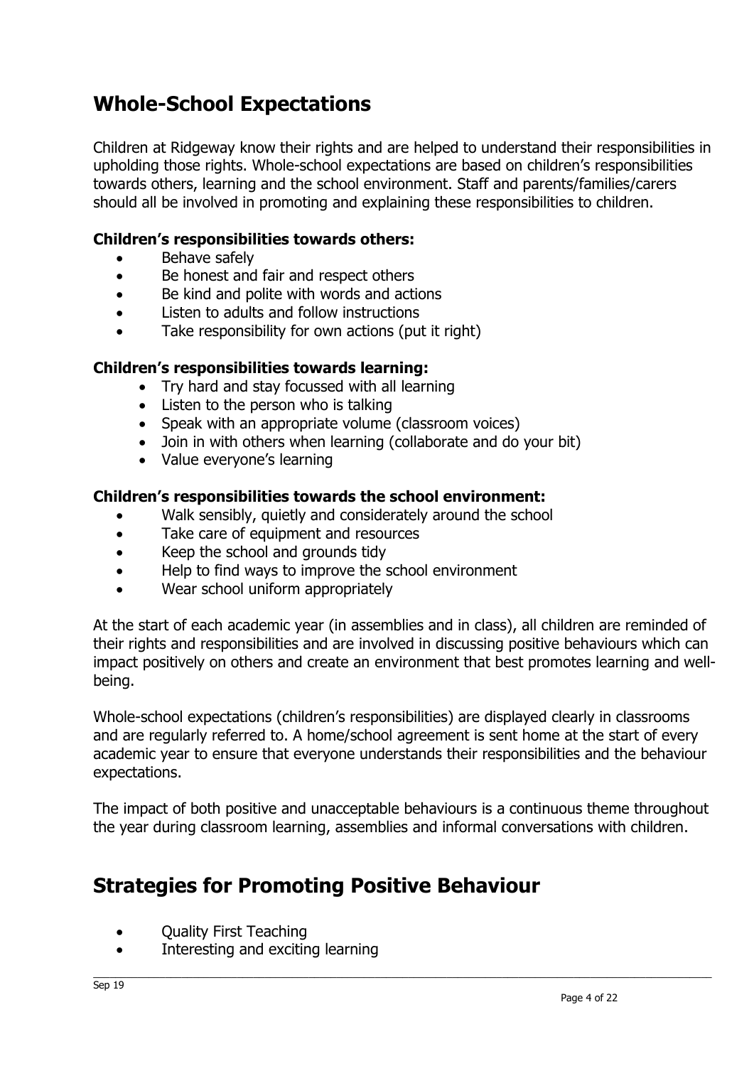## Whole-School Expectations

Children at Ridgeway know their rights and are helped to understand their responsibilities in upholding those rights. Whole-school expectations are based on children's responsibilities towards others, learning and the school environment. Staff and parents/families/carers should all be involved in promoting and explaining these responsibilities to children.

**Children's responsibilities towards others:**

- Behave safely
- Be honest and fair and respect others
- Be kind and polite with words and actions
- Listen to adults and follow instructions
- Take responsibility for own actions (put it right)

**Children's responsibilities towards learning:**

- Try hard and stay focussed with all learning
- Listen to the person who is talking
- Speak with an appropriate volume (classroom voices)
- Join in with others when learning (collaborate and do your bit)
- Value everyone's learning

**Children's responsibilities towards the school environment:**

- Walk sensibly, quietly and considerately around the school
- Take care of equipment and resources
- Keep the school and grounds tidy
- Help to find ways to improve the school environment
- Wear school uniform appropriately

At the start of each academic year (in assemblies and in class), all children are reminded of their rights and responsibilities and are involved in discussing positive behaviours which can impact positively on others and create an environment that best promotes learning and well-being.

Whole-school expectations (children's responsibilities) are displayed clearly in classrooms and are regularly referred to. A home/school agreement is sent home at the start of every academic year to ensure that everyone understands their responsibilities and the behaviour expectations.

The impact of both positive and unacceptable behaviours is a continuous theme throughout the year during classroom learning, assemblies and informal conversations with children.

## Strategies for Promoting Positive Behaviour

- Quality First Teaching
- Interesting and exciting learning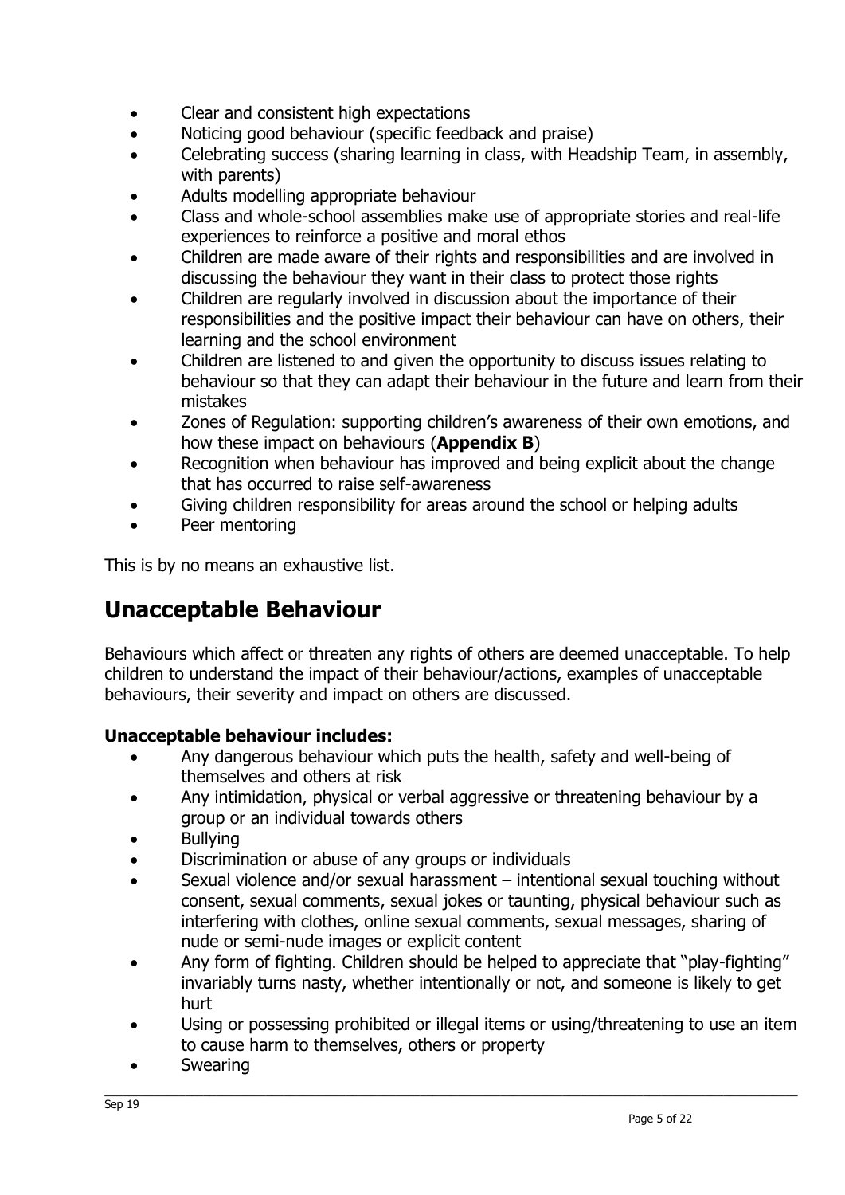- Clear and consistent high expectations
- Noticing good behaviour (specific feedback and praise)
- Celebrating success (sharing learning in class, with Headship Team, in assembly, with parents)
- Adults modelling appropriate behaviour
- Class and whole-school assemblies make use of appropriate stories and real-life experiences to reinforce a positive and moral ethos
- Children are made aware of their rights and responsibilities and are involved in discussing the behaviour they want in their class to protect those rights
- Children are regularly involved in discussion about the importance of their responsibilities and the positive impact their behaviour can have on others, their learning and the school environment
- Children are listened to and given the opportunity to discuss issues relating to behaviour so that they can adapt their behaviour in the future and learn from their mistakes
- Zones of Regulation: supporting children's awareness of their own emotions, and how these impact on behaviours (**Appendix B**)
- Recognition when behaviour has improved and being explicit about the change that has occurred to raise self-awareness
- Giving children responsibility for areas around the school or helping adults
- Peer mentoring

This is by no means an exhaustive list.

## Unacceptable Behaviour

Behaviours which affect or threaten any rights of others are deemed unacceptable. To help children to understand the impact of their behaviour/actions, examples of unacceptable behaviours, their severity and impact on others are discussed.

**Unacceptable behaviour includes:**

- Any dangerous behaviour which puts the health, safety and well-being of themselves and others at risk
- Any intimidation, physical or verbal aggressive or threatening behaviour by a group or an individual towards others
- Bullying
- Discrimination or abuse of any groups or individuals
- Sexual violence and/or sexual harassment – intentional sexual touching without consent, sexual comments, sexual jokes or taunting, physical behaviour such as interfering with clothes, online sexual comments, sexual messages, sharing of nude or semi-nude images or explicit content
- Any form of fighting. Children should be helped to appreciate that "play-fighting" invariably turns nasty, whether intentionally or not, and someone is likely to get hurt
- Using or possessing prohibited or illegal items or using/threatening to use an item to cause harm to themselves, others or property
- Swearing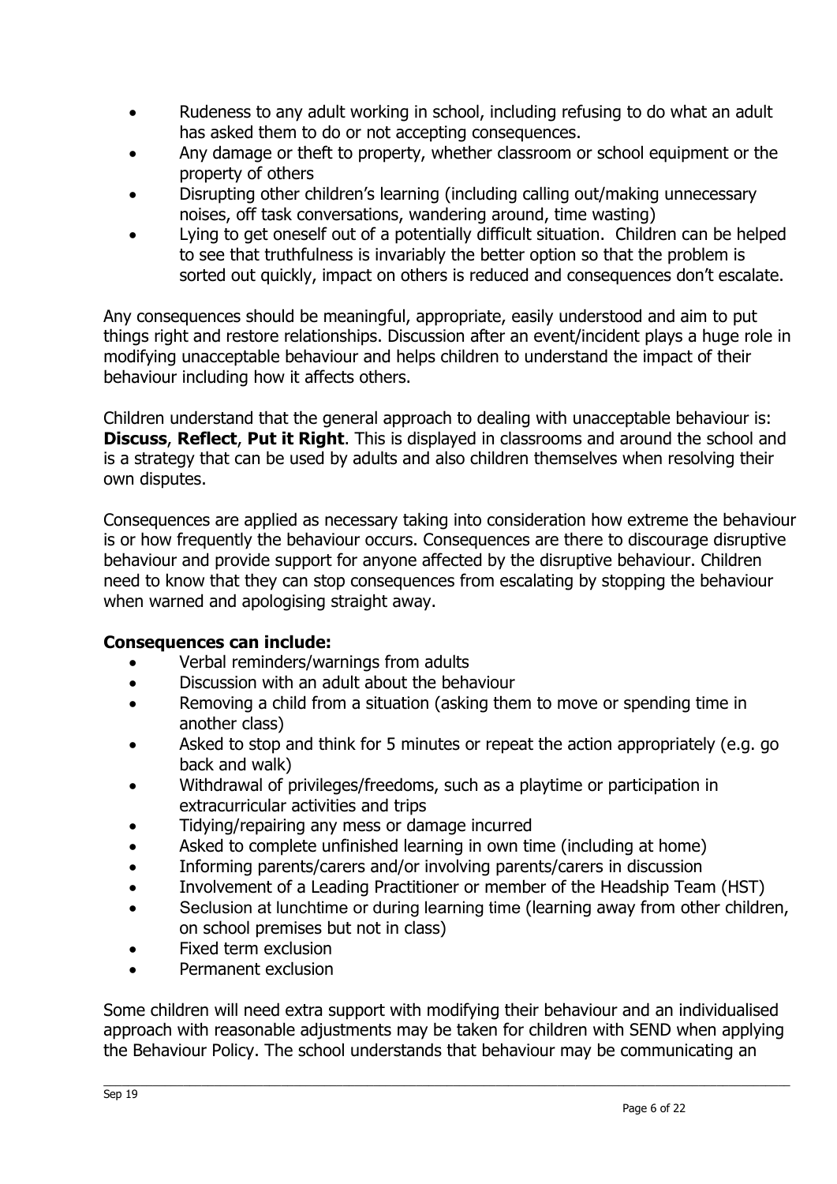- Rudeness to any adult working in school, including refusing to do what an adult has asked them to do or not accepting consequences.
- Any damage or theft to property, whether classroom or school equipment or the property of others
- Disrupting other children's learning (including calling out/making unnecessary noises, off task conversations, wandering around, time wasting)
- Lying to get oneself out of a potentially difficult situation. Children can be helped to see that truthfulness is invariably the better option so that the problem is sorted out quickly, impact on others is reduced and consequences don't escalate.

Any consequences should be meaningful, appropriate, easily understood and aim to put things right and restore relationships. Discussion after an event/incident plays a huge role in modifying unacceptable behaviour and helps children to understand the impact of their behaviour including how it affects others.

Children understand that the general approach to dealing with unacceptable behaviour is: **Discuss**, **Reflect**, **Put it Right**. This is displayed in classrooms and around the school and is a strategy that can be used by adults and also children themselves when resolving their own disputes.

Consequences are applied as necessary taking into consideration how extreme the behaviour is or how frequently the behaviour occurs. Consequences are there to discourage disruptive behaviour and provide support for anyone affected by the disruptive behaviour. Children need to know that they can stop consequences from escalating by stopping the behaviour when warned and apologising straight away.

**Consequences can include:**

- Verbal reminders/warnings from adults
- Discussion with an adult about the behaviour
- Removing a child from a situation (asking them to move or spending time in another class)
- Asked to stop and think for 5 minutes or repeat the action appropriately (e.g. go back and walk)
- Withdrawal of privileges/freedoms, such as a playtime or participation in extracurricular activities and trips
- Tidying/repairing any mess or damage incurred
- Asked to complete unfinished learning in own time (including at home)
- Informing parents/carers and/or involving parents/carers in discussion
- Involvement of a Leading Practitioner or member of the Headship Team (HST)
- Seclusion at lunchtime or during learning time (learning away from other children, on school premises but not in class)
- Fixed term exclusion
- Permanent exclusion

Some children will need extra support with modifying their behaviour and an individualised approach with reasonable adjustments may be taken for children with SEND when applying the Behaviour Policy. The school understands that behaviour may be communicating an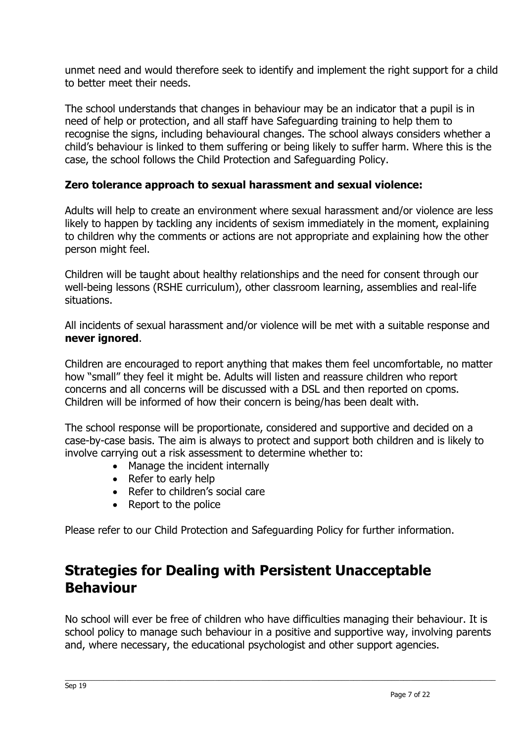unmet need and would therefore seek to identify and implement the right support for a child to better meet their needs.

The school understands that changes in behaviour may be an indicator that a pupil is in need of help or protection, and all staff have Safeguarding training to help them to recognise the signs, including behavioural changes. The school always considers whether a child's behaviour is linked to them suffering or being likely to suffer harm. Where this is the case, the school follows the Child Protection and Safeguarding Policy.

**Zero tolerance approach to sexual harassment and sexual violence:**

Adults will help to create an environment where sexual harassment and/or violence are less likely to happen by tackling any incidents of sexism immediately in the moment, explaining to children why the comments or actions are not appropriate and explaining how the other person might feel.

Children will be taught about healthy relationships and the need for consent through our well-being lessons (RSHE curriculum), other classroom learning, assemblies and real-life situations.

All incidents of sexual harassment and/or violence will be met with a suitable response and **never ignored**.

Children are encouraged to report anything that makes them feel uncomfortable, no matter how "small" they feel it might be. Adults will listen and reassure children who report concerns and all concerns will be discussed with a DSL and then reported on cpoms. Children will be informed of how their concern is being/has been dealt with.

The school response will be proportionate, considered and supportive and decided on a case-by-case basis. The aim is always to protect and support both children and is likely to involve carrying out a risk assessment to determine whether to:

- Manage the incident internally
- Refer to early help
- Refer to children's social care
- Report to the police

Please refer to our Child Protection and Safeguarding Policy for further information.

## Strategies for Dealing with Persistent Unacceptable Behaviour

No school will ever be free of children who have difficulties managing their behaviour. It is school policy to manage such behaviour in a positive and supportive way, involving parents and, where necessary, the educational psychologist and other support agencies.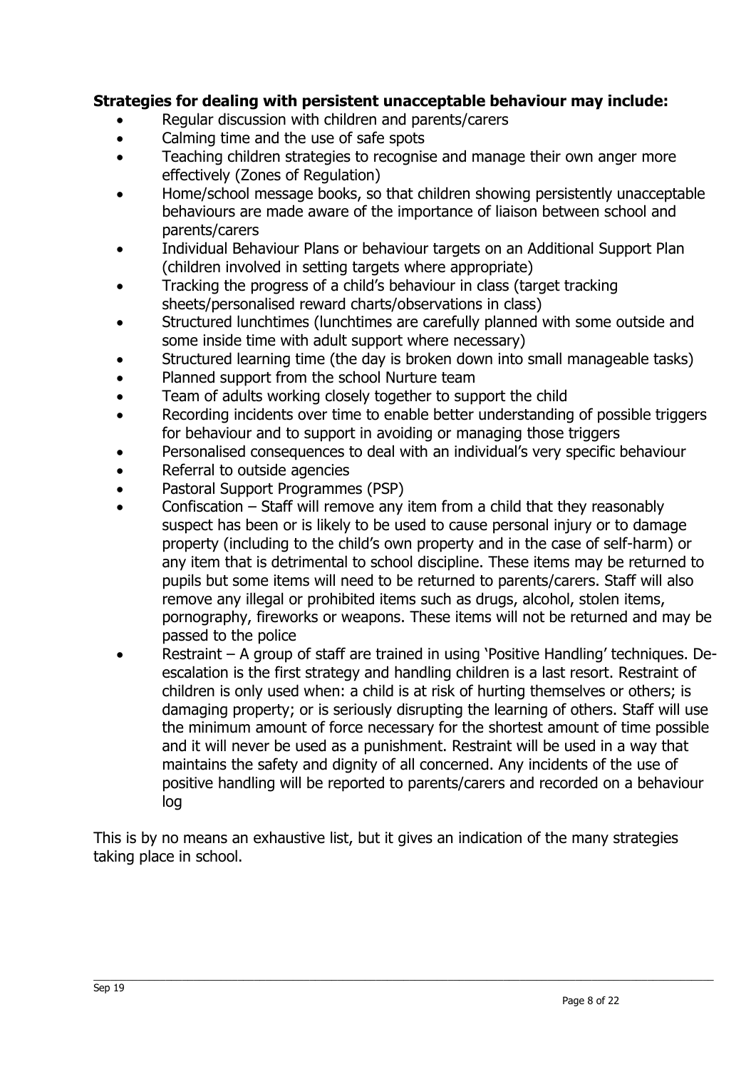**Strategies for dealing with persistent unacceptable behaviour may include:**

- Regular discussion with children and parents/carers
- Calming time and the use of safe spots
- Teaching children strategies to recognise and manage their own anger more effectively (Zones of Regulation)
- Home/school message books, so that children showing persistently unacceptable behaviours are made aware of the importance of liaison between school and parents/carers
- Individual Behaviour Plans or behaviour targets on an Additional Support Plan (children involved in setting targets where appropriate)
- Tracking the progress of a child's behaviour in class (target tracking sheets/personalised reward charts/observations in class)
- Structured lunchtimes (lunchtimes are carefully planned with some outside and some inside time with adult support where necessary)
- Structured learning time (the day is broken down into small manageable tasks)
- Planned support from the school Nurture team
- Team of adults working closely together to support the child
- Recording incidents over time to enable better understanding of possible triggers for behaviour and to support in avoiding or managing those triggers
- Personalised consequences to deal with an individual's very specific behaviour
- Referral to outside agencies
- Pastoral Support Programmes (PSP)
- Confiscation – Staff will remove any item from a child that they reasonably suspect has been or is likely to be used to cause personal injury or to damage property (including to the child's own property and in the case of self-harm) or any item that is detrimental to school discipline. These items may be returned to pupils but some items will need to be returned to parents/carers. Staff will also remove any illegal or prohibited items such as drugs, alcohol, stolen items, pornography, fireworks or weapons. These items will not be returned and may be passed to the police
- Restraint – A group of staff are trained in using 'Positive Handling' techniques. De-escalation is the first strategy and handling children is a last resort. Restraint of children is only used when: a child is at risk of hurting themselves or others; is damaging property; or is seriously disrupting the learning of others. Staff will use the minimum amount of force necessary for the shortest amount of time possible and it will never be used as a punishment. Restraint will be used in a way that maintains the safety and dignity of all concerned. Any incidents of the use of positive handling will be reported to parents/carers and recorded on a behaviour log

This is by no means an exhaustive list, but it gives an indication of the many strategies taking place in school.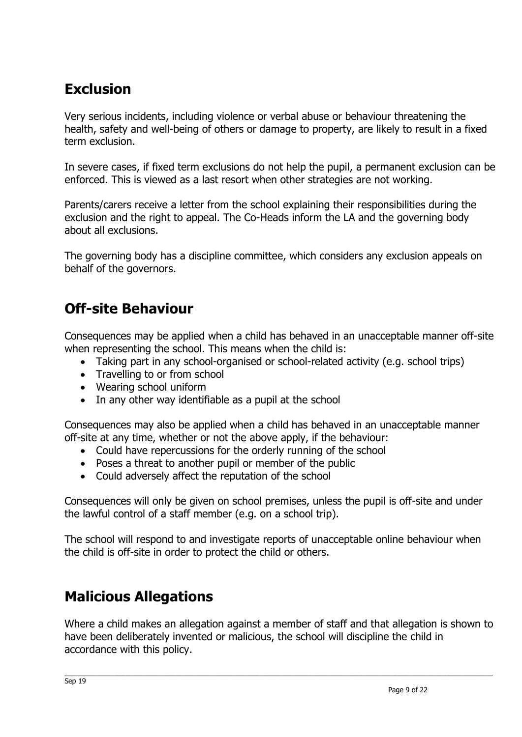## Exclusion

Very serious incidents, including violence or verbal abuse or behaviour threatening the health, safety and well-being of others or damage to property, are likely to result in a fixed term exclusion.

In severe cases, if fixed term exclusions do not help the pupil, a permanent exclusion can be enforced. This is viewed as a last resort when other strategies are not working.

Parents/carers receive a letter from the school explaining their responsibilities during the exclusion and the right to appeal. The Co-Heads inform the LA and the governing body about all exclusions.

The governing body has a discipline committee, which considers any exclusion appeals on behalf of the governors.

## Off-site Behaviour

Consequences may be applied when a child has behaved in an unacceptable manner off-site when representing the school. This means when the child is:

- Taking part in any school-organised or school-related activity (e.g. school trips)
- Travelling to or from school
- Wearing school uniform
- In any other way identifiable as a pupil at the school

Consequences may also be applied when a child has behaved in an unacceptable manner off-site at any time, whether or not the above apply, if the behaviour:

- Could have repercussions for the orderly running of the school
- Poses a threat to another pupil or member of the public
- Could adversely affect the reputation of the school

Consequences will only be given on school premises, unless the pupil is off-site and under the lawful control of a staff member (e.g. on a school trip).

The school will respond to and investigate reports of unacceptable online behaviour when the child is off-site in order to protect the child or others.

## Malicious Allegations

Where a child makes an allegation against a member of staff and that allegation is shown to have been deliberately invented or malicious, the school will discipline the child in accordance with this policy.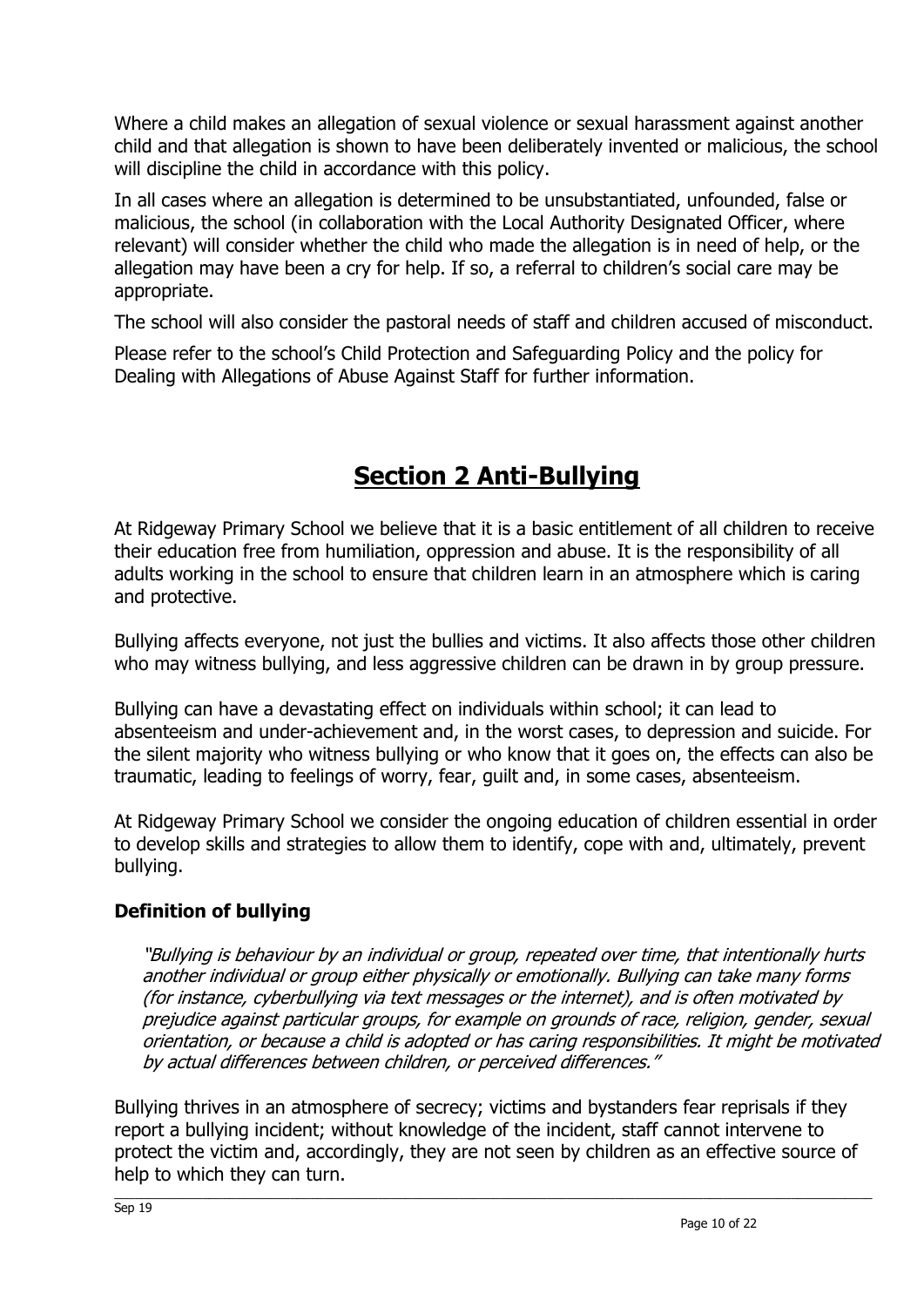Where a child makes an allegation of sexual violence or sexual harassment against another child and that allegation is shown to have been deliberately invented or malicious, the school will discipline the child in accordance with this policy.

In all cases where an allegation is determined to be unsubstantiated, unfounded, false or malicious, the school (in collaboration with the Local Authority Designated Officer, where relevant) will consider whether the child who made the allegation is in need of help, or the allegation may have been a cry for help. If so, a referral to children's social care may be appropriate.

The school will also consider the pastoral needs of staff and children accused of misconduct.

Please refer to the school's Child Protection and Safeguarding Policy and the policy for Dealing with Allegations of Abuse Against Staff for further information.

# Section 2 Anti-Bullying

At Ridgeway Primary School we believe that it is a basic entitlement of all children to receive their education free from humiliation, oppression and abuse. It is the responsibility of all adults working in the school to ensure that children learn in an atmosphere which is caring and protective.

Bullying affects everyone, not just the bullies and victims. It also affects those other children who may witness bullying, and less aggressive children can be drawn in by group pressure.

Bullying can have a devastating effect on individuals within school; it can lead to absenteeism and under-achievement and, in the worst cases, to depression and suicide. For the silent majority who witness bullying or who know that it goes on, the effects can also be traumatic, leading to feelings of worry, fear, guilt and, in some cases, absenteeism.

At Ridgeway Primary School we consider the ongoing education of children essential in order to develop skills and strategies to allow them to identify, cope with and, ultimately, prevent bullying.

### Definition of bullying

> *"Bullying is behaviour by an individual or group, repeated over time, that intentionally hurts another individual or group either physically or emotionally. Bullying can take many forms (for instance, cyberbullying via text messages or the internet), and is often motivated by prejudice against particular groups, for example on grounds of race, religion, gender, sexual orientation, or because a child is adopted or has caring responsibilities. It might be motivated by actual differences between children, or perceived differences."*

Bullying thrives in an atmosphere of secrecy; victims and bystanders fear reprisals if they report a bullying incident; without knowledge of the incident, staff cannot intervene to protect the victim and, accordingly, they are not seen by children as an effective source of help to which they can turn.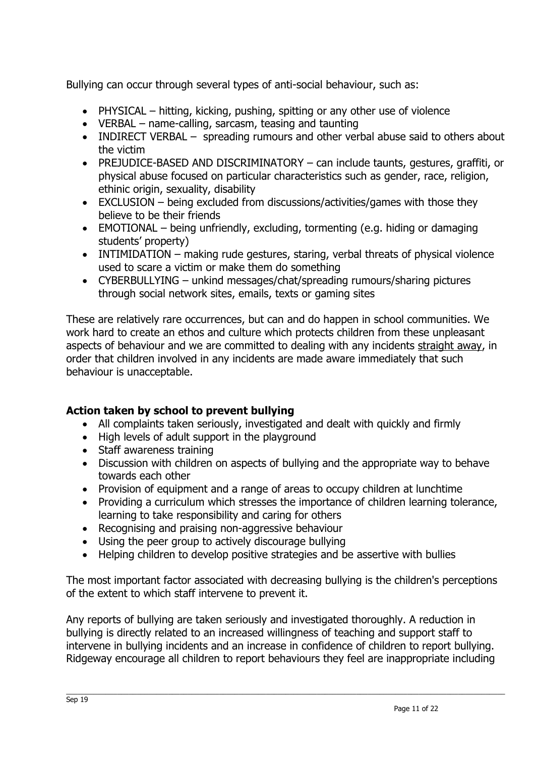Bullying can occur through several types of anti-social behaviour, such as:

- PHYSICAL – hitting, kicking, pushing, spitting or any other use of violence
- VERBAL – name-calling, sarcasm, teasing and taunting
- INDIRECT VERBAL – spreading rumours and other verbal abuse said to others about the victim
- PREJUDICE-BASED AND DISCRIMINATORY – can include taunts, gestures, graffiti, or physical abuse focused on particular characteristics such as gender, race, religion, ethinic origin, sexuality, disability
- EXCLUSION – being excluded from discussions/activities/games with those they believe to be their friends
- EMOTIONAL – being unfriendly, excluding, tormenting (e.g. hiding or damaging students' property)
- INTIMIDATION – making rude gestures, staring, verbal threats of physical violence used to scare a victim or make them do something
- CYBERBULLYING – unkind messages/chat/spreading rumours/sharing pictures through social network sites, emails, texts or gaming sites

These are relatively rare occurrences, but can and do happen in school communities. We work hard to create an ethos and culture which protects children from these unpleasant aspects of behaviour and we are committed to dealing with any incidents <u>straight away</u>, in order that children involved in any incidents are made aware immediately that such behaviour is unacceptable.

**Action taken by school to prevent bullying**

- All complaints taken seriously, investigated and dealt with quickly and firmly
- High levels of adult support in the playground
- Staff awareness training
- Discussion with children on aspects of bullying and the appropriate way to behave towards each other
- Provision of equipment and a range of areas to occupy children at lunchtime
- Providing a curriculum which stresses the importance of children learning tolerance, learning to take responsibility and caring for others
- Recognising and praising non-aggressive behaviour
- Using the peer group to actively discourage bullying
- Helping children to develop positive strategies and be assertive with bullies

The most important factor associated with decreasing bullying is the children's perceptions of the extent to which staff intervene to prevent it.

Any reports of bullying are taken seriously and investigated thoroughly. A reduction in bullying is directly related to an increased willingness of teaching and support staff to intervene in bullying incidents and an increase in confidence of children to report bullying. Ridgeway encourage all children to report behaviours they feel are inappropriate including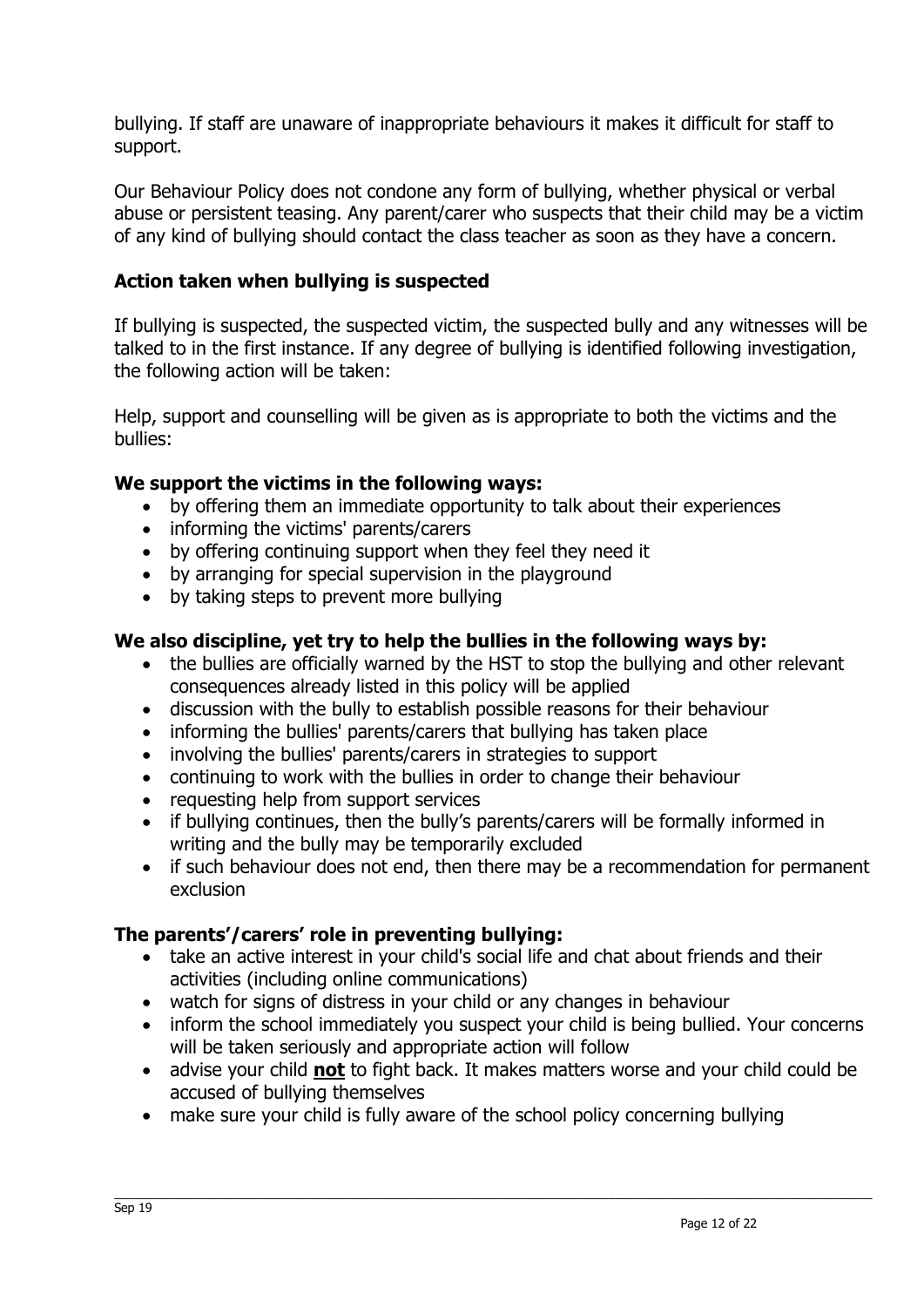bullying. If staff are unaware of inappropriate behaviours it makes it difficult for staff to support.

Our Behaviour Policy does not condone any form of bullying, whether physical or verbal abuse or persistent teasing. Any parent/carer who suspects that their child may be a victim of any kind of bullying should contact the class teacher as soon as they have a concern.

### Action taken when bullying is suspected

If bullying is suspected, the suspected victim, the suspected bully and any witnesses will be talked to in the first instance. If any degree of bullying is identified following investigation, the following action will be taken:

Help, support and counselling will be given as is appropriate to both the victims and the bullies:

**We support the victims in the following ways:**

- by offering them an immediate opportunity to talk about their experiences
- informing the victims' parents/carers
- by offering continuing support when they feel they need it
- by arranging for special supervision in the playground
- by taking steps to prevent more bullying

**We also discipline, yet try to help the bullies in the following ways by:**

- the bullies are officially warned by the HST to stop the bullying and other relevant consequences already listed in this policy will be applied
- discussion with the bully to establish possible reasons for their behaviour
- informing the bullies' parents/carers that bullying has taken place
- involving the bullies' parents/carers in strategies to support
- continuing to work with the bullies in order to change their behaviour
- requesting help from support services
- if bullying continues, then the bully's parents/carers will be formally informed in writing and the bully may be temporarily excluded
- if such behaviour does not end, then there may be a recommendation for permanent exclusion

**The parents'/carers' role in preventing bullying:**

- take an active interest in your child's social life and chat about friends and their activities (including online communications)
- watch for signs of distress in your child or any changes in behaviour
- inform the school immediately you suspect your child is being bullied. Your concerns will be taken seriously and appropriate action will follow
- advise your child **not** to fight back. It makes matters worse and your child could be accused of bullying themselves
- make sure your child is fully aware of the school policy concerning bullying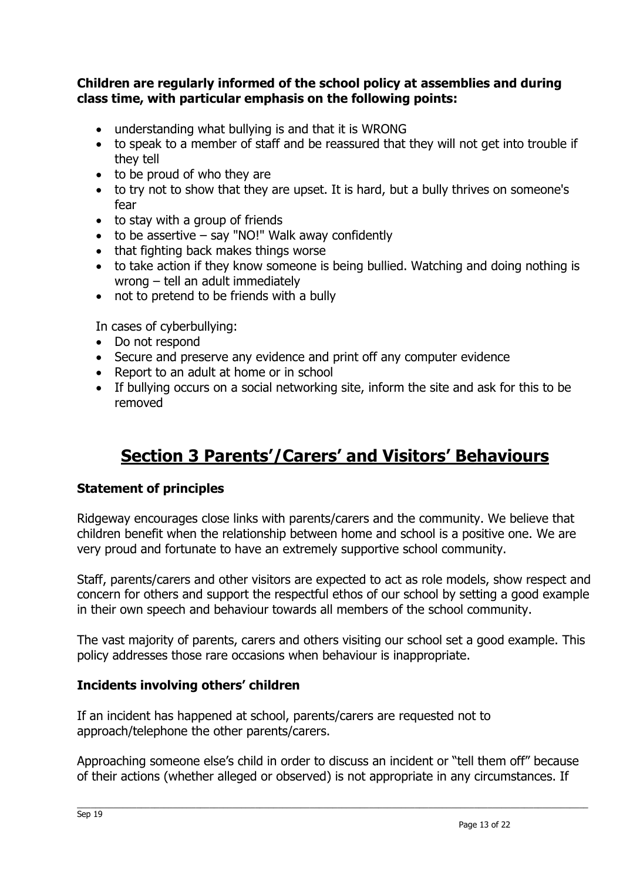**Children are regularly informed of the school policy at assemblies and during class time, with particular emphasis on the following points:**

- understanding what bullying is and that it is WRONG
- to speak to a member of staff and be reassured that they will not get into trouble if they tell
- to be proud of who they are
- to try not to show that they are upset. It is hard, but a bully thrives on someone's fear
- to stay with a group of friends
- to be assertive – say "NO!" Walk away confidently
- that fighting back makes things worse
- to take action if they know someone is being bullied. Watching and doing nothing is wrong – tell an adult immediately
- not to pretend to be friends with a bully

In cases of cyberbullying:

- Do not respond
- Secure and preserve any evidence and print off any computer evidence
- Report to an adult at home or in school
- If bullying occurs on a social networking site, inform the site and ask for this to be removed

# Section 3 Parents'/Carers' and Visitors' Behaviours

### Statement of principles

Ridgeway encourages close links with parents/carers and the community. We believe that children benefit when the relationship between home and school is a positive one. We are very proud and fortunate to have an extremely supportive school community.

Staff, parents/carers and other visitors are expected to act as role models, show respect and concern for others and support the respectful ethos of our school by setting a good example in their own speech and behaviour towards all members of the school community.

The vast majority of parents, carers and others visiting our school set a good example. This policy addresses those rare occasions when behaviour is inappropriate.

### Incidents involving others' children

If an incident has happened at school, parents/carers are requested not to approach/telephone the other parents/carers.

Approaching someone else's child in order to discuss an incident or "tell them off" because of their actions (whether alleged or observed) is not appropriate in any circumstances. If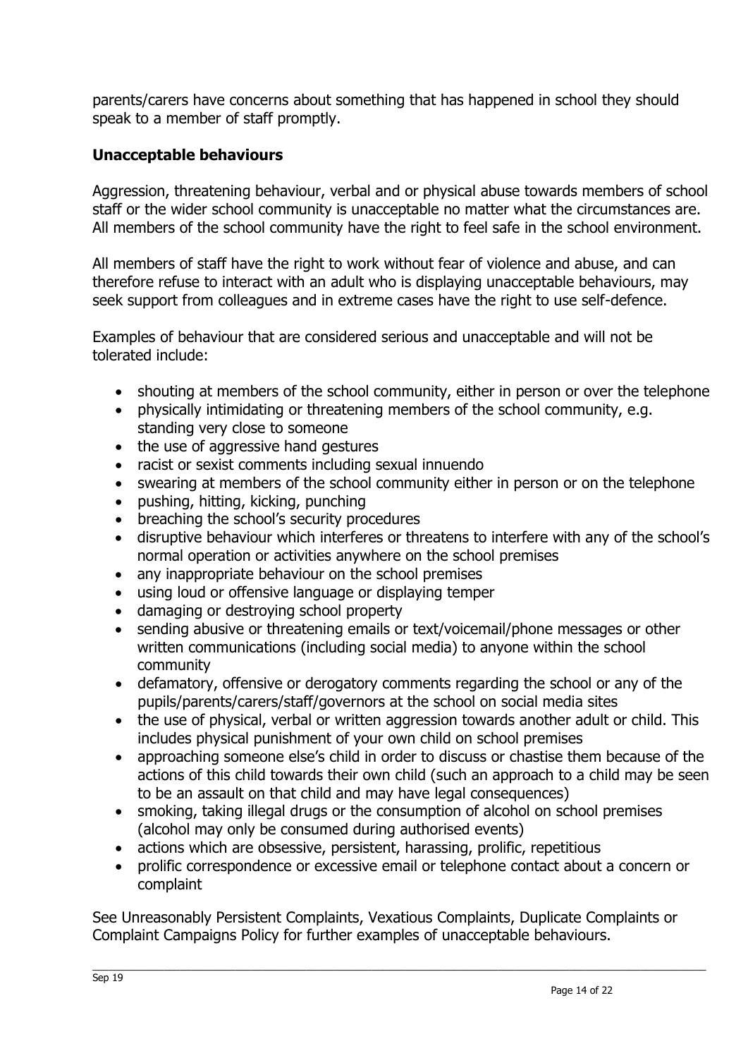parents/carers have concerns about something that has happened in school they should speak to a member of staff promptly.

## Unacceptable behaviours

Aggression, threatening behaviour, verbal and or physical abuse towards members of school staff or the wider school community is unacceptable no matter what the circumstances are. All members of the school community have the right to feel safe in the school environment.

All members of staff have the right to work without fear of violence and abuse, and can therefore refuse to interact with an adult who is displaying unacceptable behaviours, may seek support from colleagues and in extreme cases have the right to use self-defence.

Examples of behaviour that are considered serious and unacceptable and will not be tolerated include:

- shouting at members of the school community, either in person or over the telephone
- physically intimidating or threatening members of the school community, e.g. standing very close to someone
- the use of aggressive hand gestures
- racist or sexist comments including sexual innuendo
- swearing at members of the school community either in person or on the telephone
- pushing, hitting, kicking, punching
- breaching the school's security procedures
- disruptive behaviour which interferes or threatens to interfere with any of the school's normal operation or activities anywhere on the school premises
- any inappropriate behaviour on the school premises
- using loud or offensive language or displaying temper
- damaging or destroying school property
- sending abusive or threatening emails or text/voicemail/phone messages or other written communications (including social media) to anyone within the school community
- defamatory, offensive or derogatory comments regarding the school or any of the pupils/parents/carers/staff/governors at the school on social media sites
- the use of physical, verbal or written aggression towards another adult or child. This includes physical punishment of your own child on school premises
- approaching someone else's child in order to discuss or chastise them because of the actions of this child towards their own child (such an approach to a child may be seen to be an assault on that child and may have legal consequences)
- smoking, taking illegal drugs or the consumption of alcohol on school premises (alcohol may only be consumed during authorised events)
- actions which are obsessive, persistent, harassing, prolific, repetitious
- prolific correspondence or excessive email or telephone contact about a concern or complaint

See Unreasonably Persistent Complaints, Vexatious Complaints, Duplicate Complaints or Complaint Campaigns Policy for further examples of unacceptable behaviours.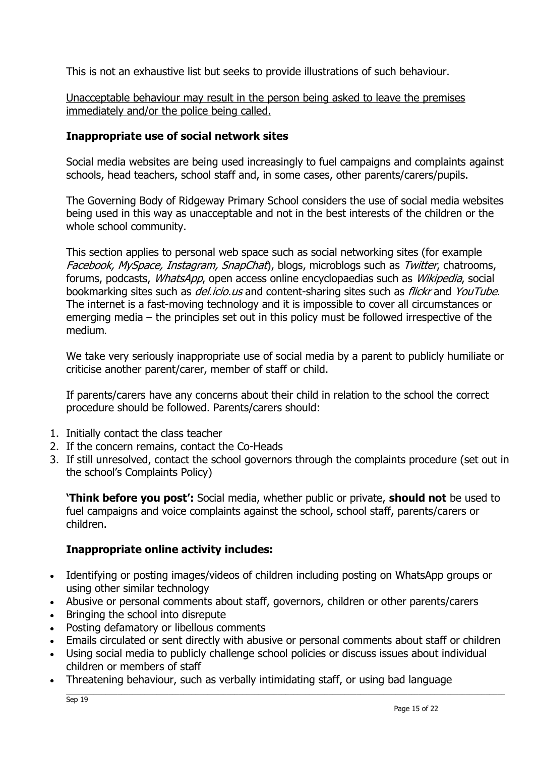This is not an exhaustive list but seeks to provide illustrations of such behaviour.

<u>Unacceptable behaviour may result in the person being asked to leave the premises immediately and/or the police being called.</u>

### Inappropriate use of social network sites

Social media websites are being used increasingly to fuel campaigns and complaints against schools, head teachers, school staff and, in some cases, other parents/carers/pupils.

The Governing Body of Ridgeway Primary School considers the use of social media websites being used in this way as unacceptable and not in the best interests of the children or the whole school community.

This section applies to personal web space such as social networking sites (for example *Facebook, MySpace, Instagram, SnapChat*), blogs, microblogs such as *Twitter*, chatrooms, forums, podcasts, *WhatsApp*, open access online encyclopaedias such as *Wikipedia*, social bookmarking sites such as *del.icio.us* and content-sharing sites such as *flickr* and *YouTube*. The internet is a fast-moving technology and it is impossible to cover all circumstances or emerging media – the principles set out in this policy must be followed irrespective of the medium.

We take very seriously inappropriate use of social media by a parent to publicly humiliate or criticise another parent/carer, member of staff or child.

If parents/carers have any concerns about their child in relation to the school the correct procedure should be followed. Parents/carers should:

1. Initially contact the class teacher
2. If the concern remains, contact the Co-Heads
3. If still unresolved, contact the school governors through the complaints procedure (set out in the school's Complaints Policy)

**'Think before you post':** Social media, whether public or private, **should not** be used to fuel campaigns and voice complaints against the school, school staff, parents/carers or children.

### Inappropriate online activity includes:

- Identifying or posting images/videos of children including posting on WhatsApp groups or using other similar technology
- Abusive or personal comments about staff, governors, children or other parents/carers
- Bringing the school into disrepute
- Posting defamatory or libellous comments
- Emails circulated or sent directly with abusive or personal comments about staff or children
- Using social media to publicly challenge school policies or discuss issues about individual children or members of staff
- Threatening behaviour, such as verbally intimidating staff, or using bad language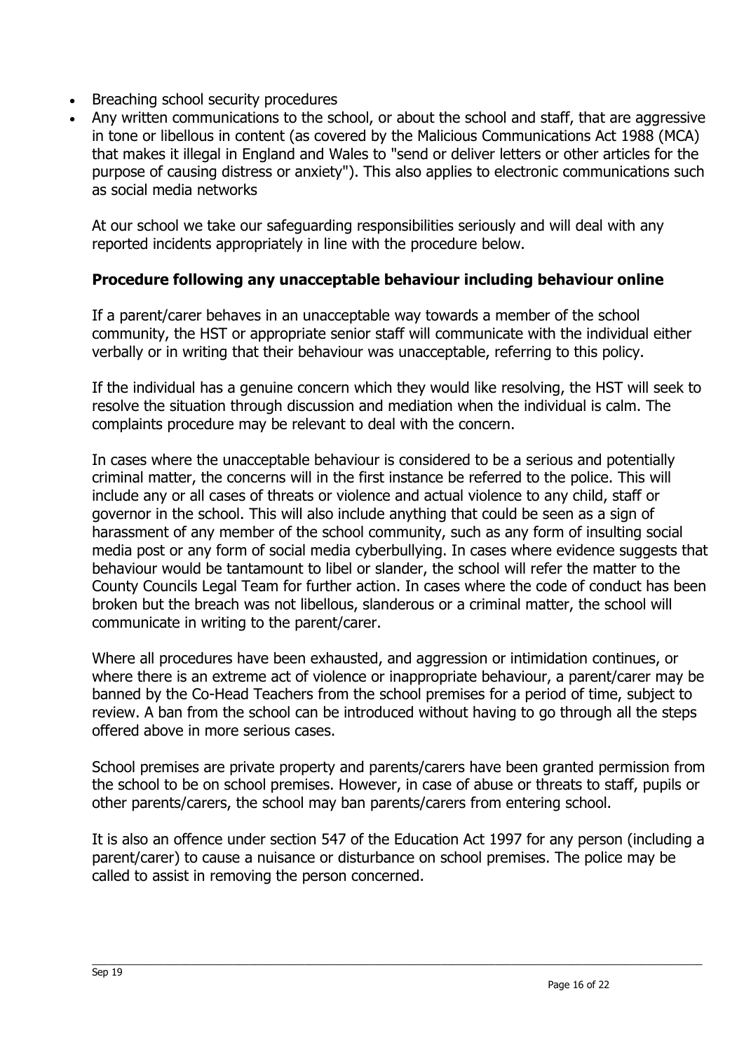- Breaching school security procedures
- Any written communications to the school, or about the school and staff, that are aggressive in tone or libellous in content (as covered by the Malicious Communications Act 1988 (MCA) that makes it illegal in England and Wales to "send or deliver letters or other articles for the purpose of causing distress or anxiety"). This also applies to electronic communications such as social media networks

At our school we take our safeguarding responsibilities seriously and will deal with any reported incidents appropriately in line with the procedure below.

**Procedure following any unacceptable behaviour including behaviour online**

If a parent/carer behaves in an unacceptable way towards a member of the school community, the HST or appropriate senior staff will communicate with the individual either verbally or in writing that their behaviour was unacceptable, referring to this policy.

If the individual has a genuine concern which they would like resolving, the HST will seek to resolve the situation through discussion and mediation when the individual is calm. The complaints procedure may be relevant to deal with the concern.

In cases where the unacceptable behaviour is considered to be a serious and potentially criminal matter, the concerns will in the first instance be referred to the police. This will include any or all cases of threats or violence and actual violence to any child, staff or governor in the school. This will also include anything that could be seen as a sign of harassment of any member of the school community, such as any form of insulting social media post or any form of social media cyberbullying. In cases where evidence suggests that behaviour would be tantamount to libel or slander, the school will refer the matter to the County Councils Legal Team for further action. In cases where the code of conduct has been broken but the breach was not libellous, slanderous or a criminal matter, the school will communicate in writing to the parent/carer.

Where all procedures have been exhausted, and aggression or intimidation continues, or where there is an extreme act of violence or inappropriate behaviour, a parent/carer may be banned by the Co-Head Teachers from the school premises for a period of time, subject to review. A ban from the school can be introduced without having to go through all the steps offered above in more serious cases.

School premises are private property and parents/carers have been granted permission from the school to be on school premises. However, in case of abuse or threats to staff, pupils or other parents/carers, the school may ban parents/carers from entering school.

It is also an offence under section 547 of the Education Act 1997 for any person (including a parent/carer) to cause a nuisance or disturbance on school premises. The police may be called to assist in removing the person concerned.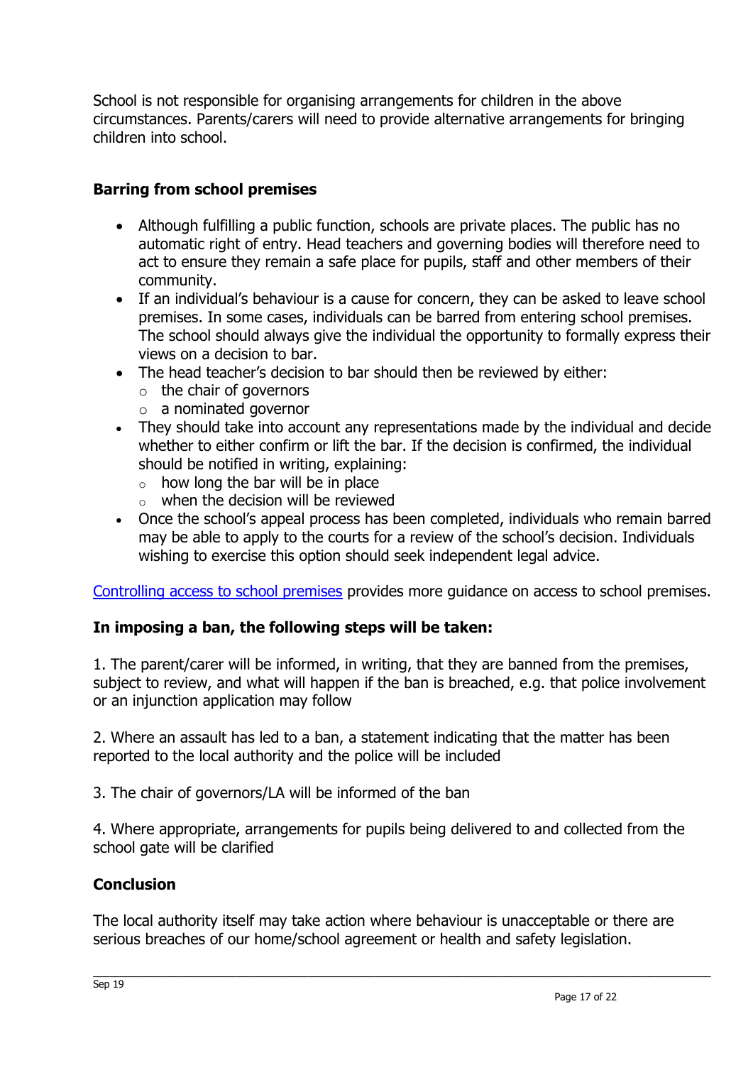School is not responsible for organising arrangements for children in the above circumstances. Parents/carers will need to provide alternative arrangements for bringing children into school.

**Barring from school premises**

- Although fulfilling a public function, schools are private places. The public has no automatic right of entry. Head teachers and governing bodies will therefore need to act to ensure they remain a safe place for pupils, staff and other members of their community.
- If an individual's behaviour is a cause for concern, they can be asked to leave school premises. In some cases, individuals can be barred from entering school premises. The school should always give the individual the opportunity to formally express their views on a decision to bar.
- The head teacher's decision to bar should then be reviewed by either:
  - the chair of governors
  - a nominated governor
- They should take into account any representations made by the individual and decide whether to either confirm or lift the bar. If the decision is confirmed, the individual should be notified in writing, explaining:
  - how long the bar will be in place
  - when the decision will be reviewed
- Once the school's appeal process has been completed, individuals who remain barred may be able to apply to the courts for a review of the school's decision. Individuals wishing to exercise this option should seek independent legal advice.

Controlling access to school premises provides more guidance on access to school premises.

**In imposing a ban, the following steps will be taken:**

1. The parent/carer will be informed, in writing, that they are banned from the premises, subject to review, and what will happen if the ban is breached, e.g. that police involvement or an injunction application may follow

2. Where an assault has led to a ban, a statement indicating that the matter has been reported to the local authority and the police will be included

3. The chair of governors/LA will be informed of the ban

4. Where appropriate, arrangements for pupils being delivered to and collected from the school gate will be clarified

**Conclusion**

The local authority itself may take action where behaviour is unacceptable or there are serious breaches of our home/school agreement or health and safety legislation.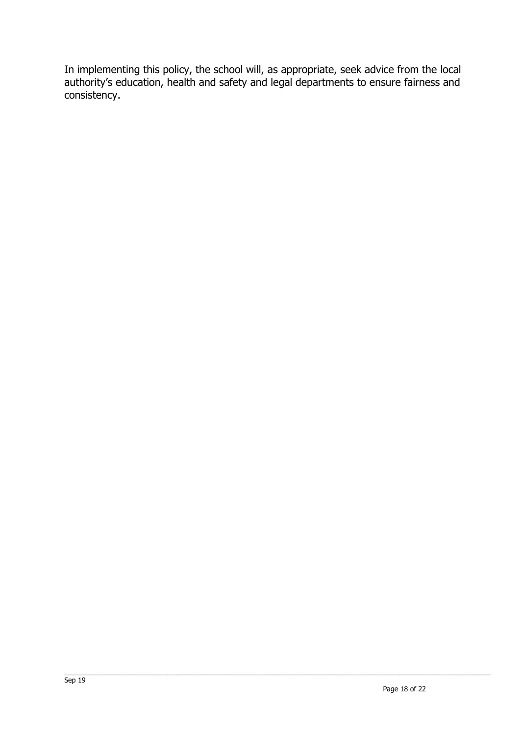In implementing this policy, the school will, as appropriate, seek advice from the local authority's education, health and safety and legal departments to ensure fairness and consistency.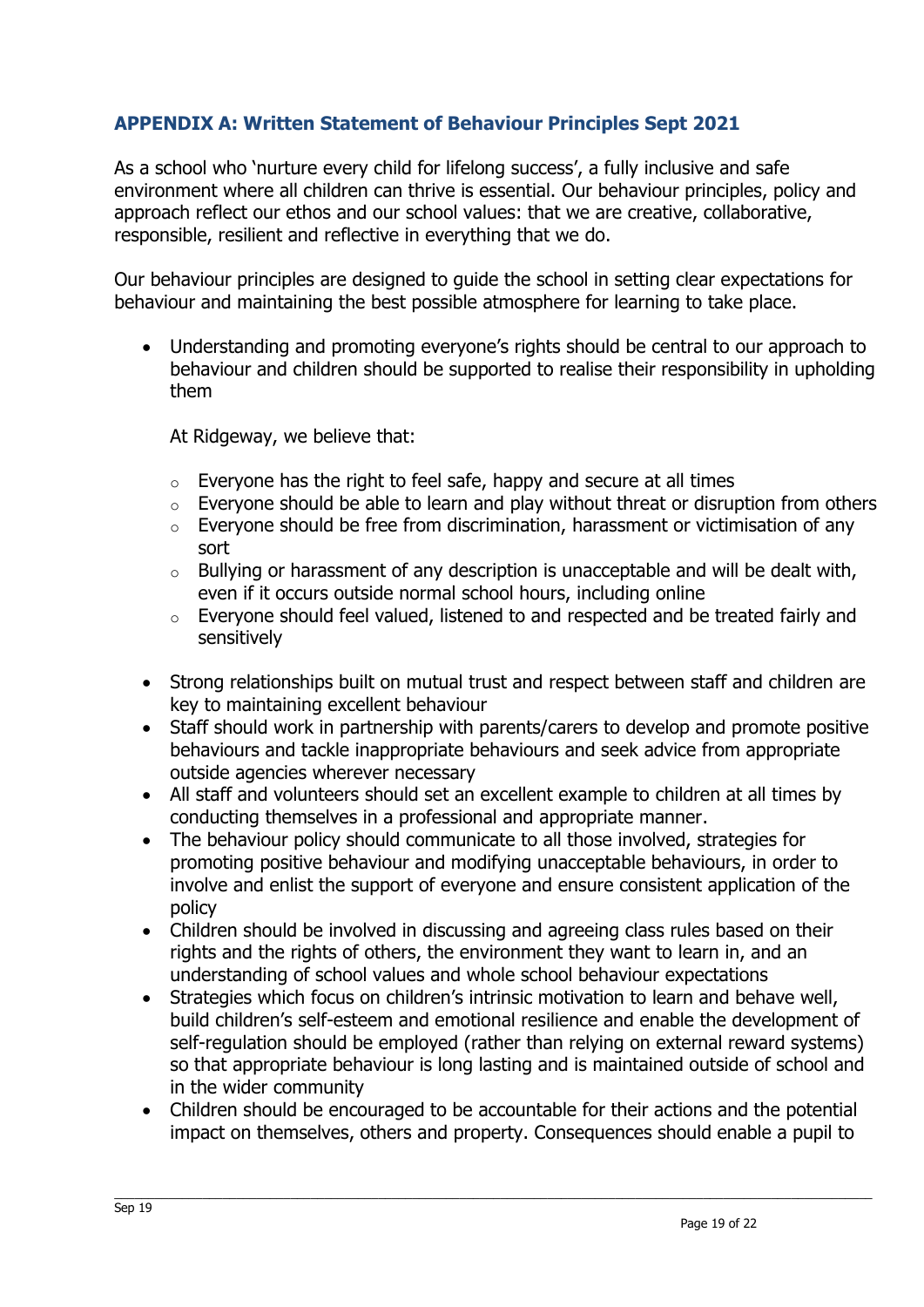## APPENDIX A: Written Statement of Behaviour Principles Sept 2021

As a school who 'nurture every child for lifelong success', a fully inclusive and safe environment where all children can thrive is essential. Our behaviour principles, policy and approach reflect our ethos and our school values: that we are creative, collaborative, responsible, resilient and reflective in everything that we do.

Our behaviour principles are designed to guide the school in setting clear expectations for behaviour and maintaining the best possible atmosphere for learning to take place.

- Understanding and promoting everyone's rights should be central to our approach to behaviour and children should be supported to realise their responsibility in upholding them

  At Ridgeway, we believe that:

  - Everyone has the right to feel safe, happy and secure at all times
  - Everyone should be able to learn and play without threat or disruption from others
  - Everyone should be free from discrimination, harassment or victimisation of any sort
  - Bullying or harassment of any description is unacceptable and will be dealt with, even if it occurs outside normal school hours, including online
  - Everyone should feel valued, listened to and respected and be treated fairly and sensitively

- Strong relationships built on mutual trust and respect between staff and children are key to maintaining excellent behaviour
- Staff should work in partnership with parents/carers to develop and promote positive behaviours and tackle inappropriate behaviours and seek advice from appropriate outside agencies wherever necessary
- All staff and volunteers should set an excellent example to children at all times by conducting themselves in a professional and appropriate manner.
- The behaviour policy should communicate to all those involved, strategies for promoting positive behaviour and modifying unacceptable behaviours, in order to involve and enlist the support of everyone and ensure consistent application of the policy
- Children should be involved in discussing and agreeing class rules based on their rights and the rights of others, the environment they want to learn in, and an understanding of school values and whole school behaviour expectations
- Strategies which focus on children's intrinsic motivation to learn and behave well, build children's self-esteem and emotional resilience and enable the development of self-regulation should be employed (rather than relying on external reward systems) so that appropriate behaviour is long lasting and is maintained outside of school and in the wider community
- Children should be encouraged to be accountable for their actions and the potential impact on themselves, others and property. Consequences should enable a pupil to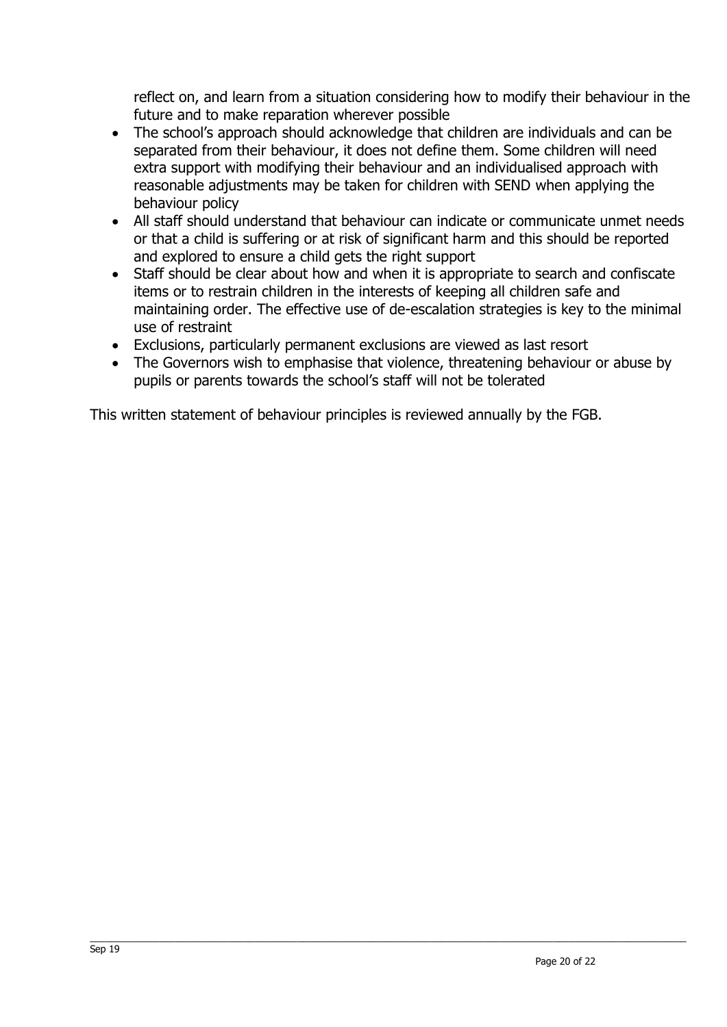reflect on, and learn from a situation considering how to modify their behaviour in the future and to make reparation wherever possible

- The school's approach should acknowledge that children are individuals and can be separated from their behaviour, it does not define them. Some children will need extra support with modifying their behaviour and an individualised approach with reasonable adjustments may be taken for children with SEND when applying the behaviour policy
- All staff should understand that behaviour can indicate or communicate unmet needs or that a child is suffering or at risk of significant harm and this should be reported and explored to ensure a child gets the right support
- Staff should be clear about how and when it is appropriate to search and confiscate items or to restrain children in the interests of keeping all children safe and maintaining order. The effective use of de-escalation strategies is key to the minimal use of restraint
- Exclusions, particularly permanent exclusions are viewed as last resort
- The Governors wish to emphasise that violence, threatening behaviour or abuse by pupils or parents towards the school's staff will not be tolerated

This written statement of behaviour principles is reviewed annually by the FGB.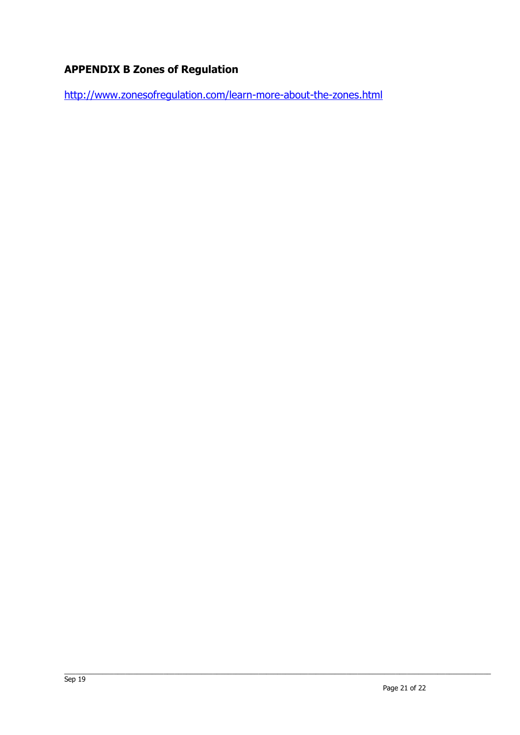## APPENDIX B Zones of Regulation

http://www.zonesofregulation.com/learn-more-about-the-zones.html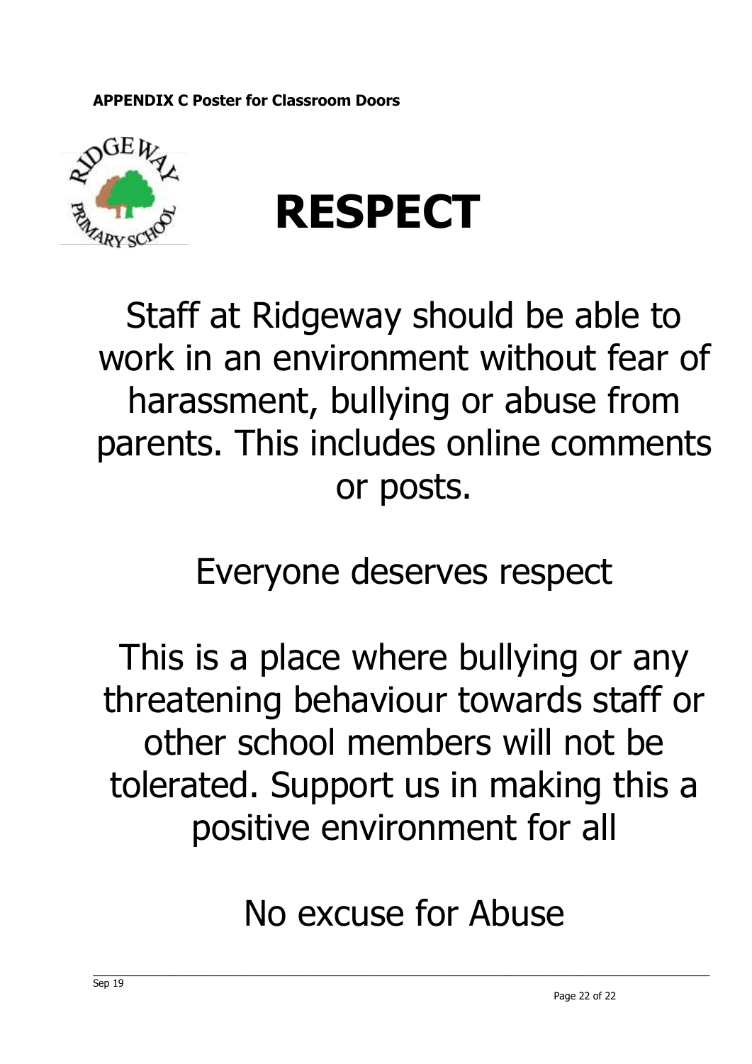**APPENDIX C Poster for Classroom Doors**

# RESPECT

Staff at Ridgeway should be able to work in an environment without fear of harassment, bullying or abuse from parents. This includes online comments or posts.

Everyone deserves respect

This is a place where bullying or any threatening behaviour towards staff or other school members will not be tolerated. Support us in making this a positive environment for all

No excuse for Abuse